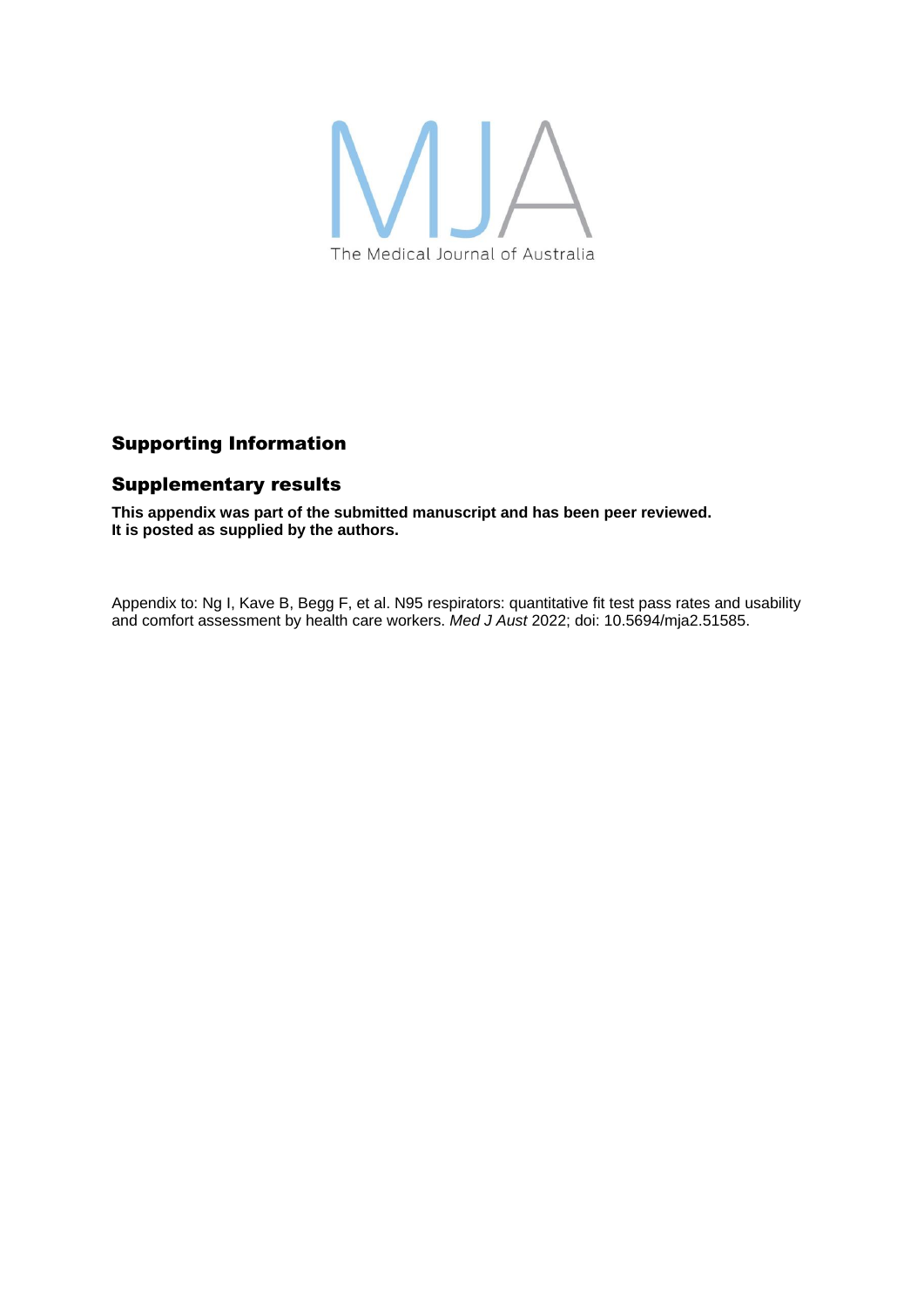MJA

The Medical Journal of Australia

## Supporting Information

## Supplementary results

**This appendix was part of the submitted manuscript and has been peer reviewed.**
**It is posted as supplied by the authors.**

Appendix to: Ng I, Kave B, Begg F, et al. N95 respirators: quantitative fit test pass rates and usability and comfort assessment by health care workers. *Med J Aust* 2022; doi: 10.5694/mja2.51585.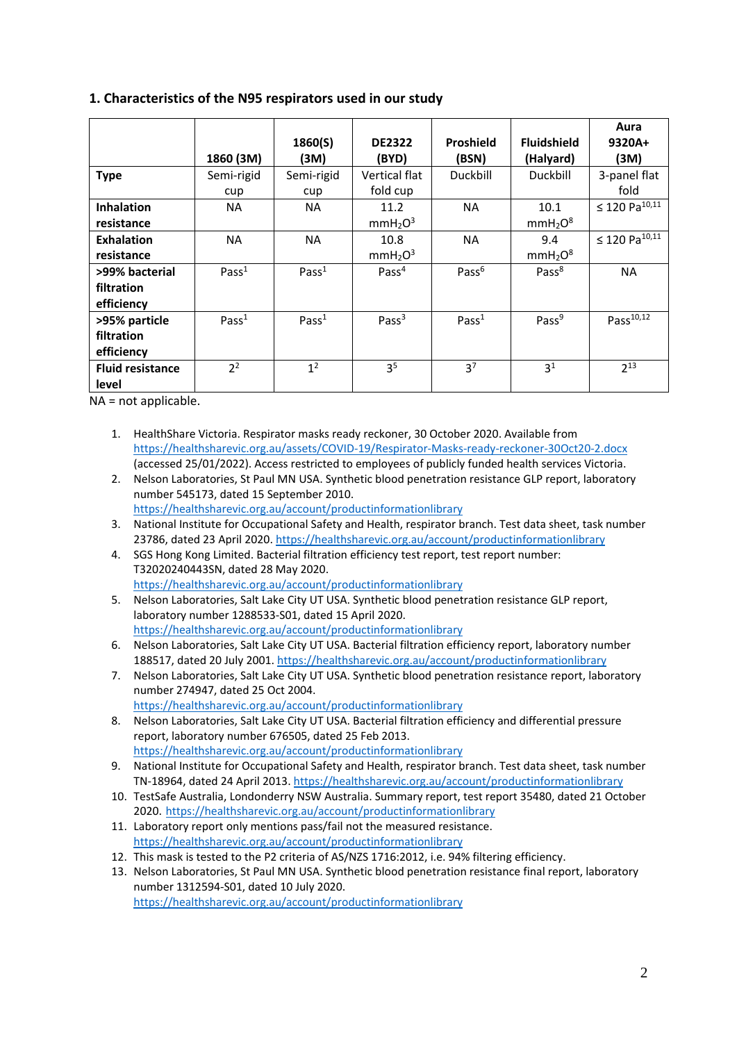## 1. Characteristics of the N95 respirators used in our study

| | 1860 (3M) | 1860(S) (3M) | DE2322 (BYD) | Proshield (BSN) | Fluidshield (Halyard) | Aura 9320A+ (3M) |
|---|---|---|---|---|---|---|
| **Type** | Semi-rigid cup | Semi-rigid cup | Vertical flat fold cup | Duckbill | Duckbill | 3-panel flat fold |
| **Inhalation resistance** | NA | NA | 11.2 $mmH_2O$[3] | NA | 10.1 $mmH_2O$[8] | ≤ 120 Pa[10,11] |
| **Exhalation resistance** | NA | NA | 10.8 $mmH_2O$[3] | NA | 9.4 $mmH_2O$[8] | ≤ 120 Pa[10,11] |
| **>99% bacterial filtration efficiency** | Pass[1] | Pass[1] | Pass[4] | Pass[6] | Pass[8] | NA |
| **>95% particle filtration efficiency** | Pass[1] | Pass[1] | Pass[3] | Pass[1] | Pass[9] | Pass[10,12] |
| **Fluid resistance level** | 2[2] | 1[2] | 3[5] | 3[7] | 3[1] | 2[13] |

NA = not applicable.

1. HealthShare Victoria. Respirator masks ready reckoner, 30 October 2020. Available from https://healthsharevic.org.au/assets/COVID-19/Respirator-Masks-ready-reckoner-30Oct20-2.docx (accessed 25/01/2022). Access restricted to employees of publicly funded health services Victoria.
2. Nelson Laboratories, St Paul MN USA. Synthetic blood penetration resistance GLP report, laboratory number 545173, dated 15 September 2010. https://healthsharevic.org.au/account/productinformationlibrary
3. National Institute for Occupational Safety and Health, respirator branch. Test data sheet, task number 23786, dated 23 April 2020. https://healthsharevic.org.au/account/productinformationlibrary
4. SGS Hong Kong Limited. Bacterial filtration efficiency test report, test report number: T32020240443SN, dated 28 May 2020. https://healthsharevic.org.au/account/productinformationlibrary
5. Nelson Laboratories, Salt Lake City UT USA. Synthetic blood penetration resistance GLP report, laboratory number 1288533-S01, dated 15 April 2020. https://healthsharevic.org.au/account/productinformationlibrary
6. Nelson Laboratories, Salt Lake City UT USA. Bacterial filtration efficiency report, laboratory number 188517, dated 20 July 2001. https://healthsharevic.org.au/account/productinformationlibrary
7. Nelson Laboratories, Salt Lake City UT USA. Synthetic blood penetration resistance report, laboratory number 274947, dated 25 Oct 2004. https://healthsharevic.org.au/account/productinformationlibrary
8. Nelson Laboratories, Salt Lake City UT USA. Bacterial filtration efficiency and differential pressure report, laboratory number 676505, dated 25 Feb 2013. https://healthsharevic.org.au/account/productinformationlibrary
9. National Institute for Occupational Safety and Health, respirator branch. Test data sheet, task number TN-18964, dated 24 April 2013. https://healthsharevic.org.au/account/productinformationlibrary
10. TestSafe Australia, Londonderry NSW Australia. Summary report, test report 35480, dated 21 October 2020. https://healthsharevic.org.au/account/productinformationlibrary
11. Laboratory report only mentions pass/fail not the measured resistance. https://healthsharevic.org.au/account/productinformationlibrary
12. This mask is tested to the P2 criteria of AS/NZS 1716:2012, i.e. 94% filtering efficiency.
13. Nelson Laboratories, St Paul MN USA. Synthetic blood penetration resistance final report, laboratory number 1312594-S01, dated 10 July 2020. https://healthsharevic.org.au/account/productinformationlibrary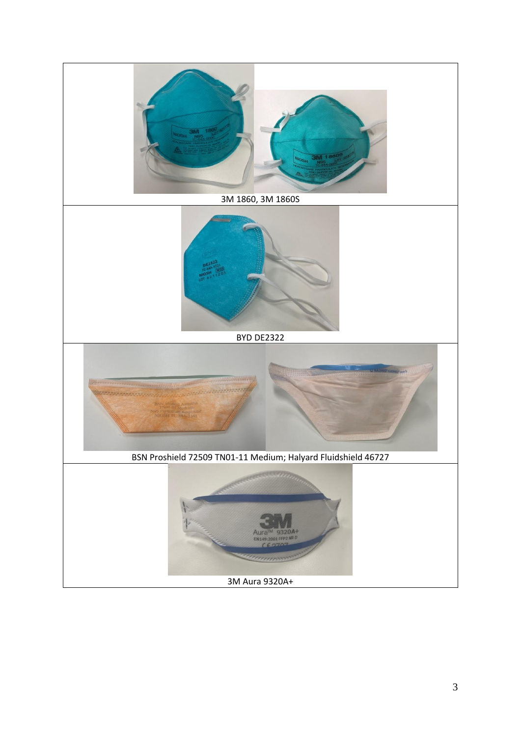| |
|---|
| 3M 1860, 3M 1860S |
| BYD DE2322 |
| BSN Proshield 72509 TN01-11 Medium; Halyard Fluidshield 46727 |
| 3M Aura 9320A+ |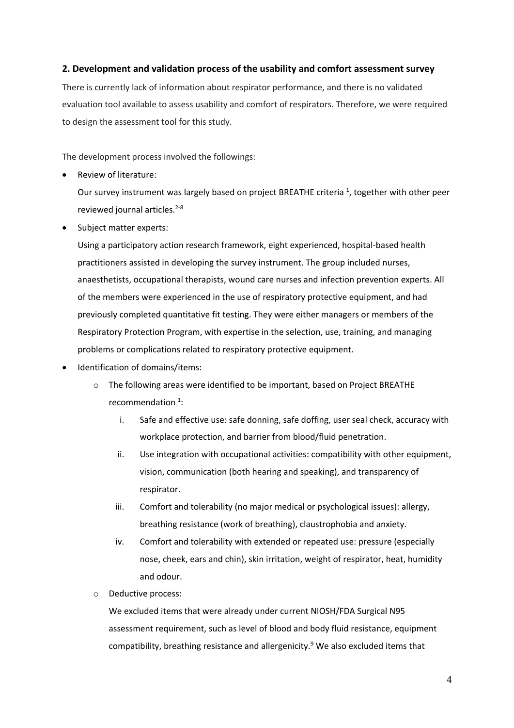## 2. Development and validation process of the usability and comfort assessment survey

There is currently lack of information about respirator performance, and there is no validated evaluation tool available to assess usability and comfort of respirators. Therefore, we were required to design the assessment tool for this study.

The development process involved the followings:

- Review of literature:

  Our survey instrument was largely based on project BREATHE criteria [1], together with other peer reviewed journal articles.[2-8]

- Subject matter experts:

  Using a participatory action research framework, eight experienced, hospital-based health practitioners assisted in developing the survey instrument. The group included nurses, anaesthetists, occupational therapists, wound care nurses and infection prevention experts. All of the members were experienced in the use of respiratory protective equipment, and had previously completed quantitative fit testing. They were either managers or members of the Respiratory Protection Program, with expertise in the selection, use, training, and managing problems or complications related to respiratory protective equipment.

- Identification of domains/items:
  - The following areas were identified to be important, based on Project BREATHE recommendation [1]:
    1. Safe and effective use: safe donning, safe doffing, user seal check, accuracy with workplace protection, and barrier from blood/fluid penetration.
    2. Use integration with occupational activities: compatibility with other equipment, vision, communication (both hearing and speaking), and transparency of respirator.
    3. Comfort and tolerability (no major medical or psychological issues): allergy, breathing resistance (work of breathing), claustrophobia and anxiety.
    4. Comfort and tolerability with extended or repeated use: pressure (especially nose, cheek, ears and chin), skin irritation, weight of respirator, heat, humidity and odour.
  - Deductive process:

    We excluded items that were already under current NIOSH/FDA Surgical N95 assessment requirement, such as level of blood and body fluid resistance, equipment compatibility, breathing resistance and allergenicity.[9] We also excluded items that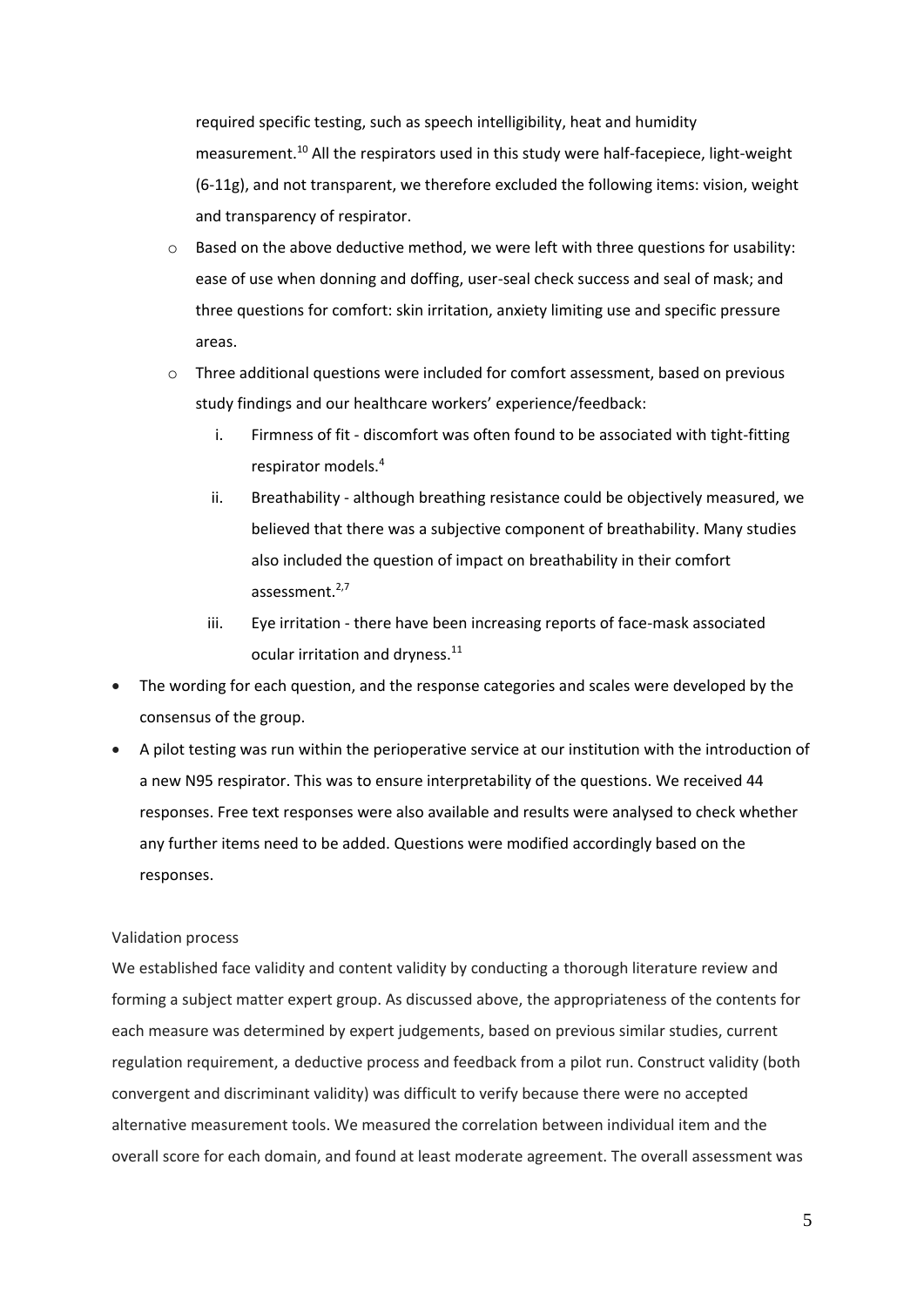required specific testing, such as speech intelligibility, heat and humidity measurement.[10] All the respirators used in this study were half-facepiece, light-weight (6-11g), and not transparent, we therefore excluded the following items: vision, weight and transparency of respirator.

  - Based on the above deductive method, we were left with three questions for usability: ease of use when donning and doffing, user-seal check success and seal of mask; and three questions for comfort: skin irritation, anxiety limiting use and specific pressure areas.
  - Three additional questions were included for comfort assessment, based on previous study findings and our healthcare workers' experience/feedback:
    i. Firmness of fit - discomfort was often found to be associated with tight-fitting respirator models.[4]
    ii. Breathability - although breathing resistance could be objectively measured, we believed that there was a subjective component of breathability. Many studies also included the question of impact on breathability in their comfort assessment.[2,7]
    iii. Eye irritation - there have been increasing reports of face-mask associated ocular irritation and dryness.[11]

- The wording for each question, and the response categories and scales were developed by the consensus of the group.
- A pilot testing was run within the perioperative service at our institution with the introduction of a new N95 respirator. This was to ensure interpretability of the questions. We received 44 responses. Free text responses were also available and results were analysed to check whether any further items need to be added. Questions were modified accordingly based on the responses.

Validation process

We established face validity and content validity by conducting a thorough literature review and forming a subject matter expert group. As discussed above, the appropriateness of the contents for each measure was determined by expert judgements, based on previous similar studies, current regulation requirement, a deductive process and feedback from a pilot run. Construct validity (both convergent and discriminant validity) was difficult to verify because there were no accepted alternative measurement tools. We measured the correlation between individual item and the overall score for each domain, and found at least moderate agreement. The overall assessment was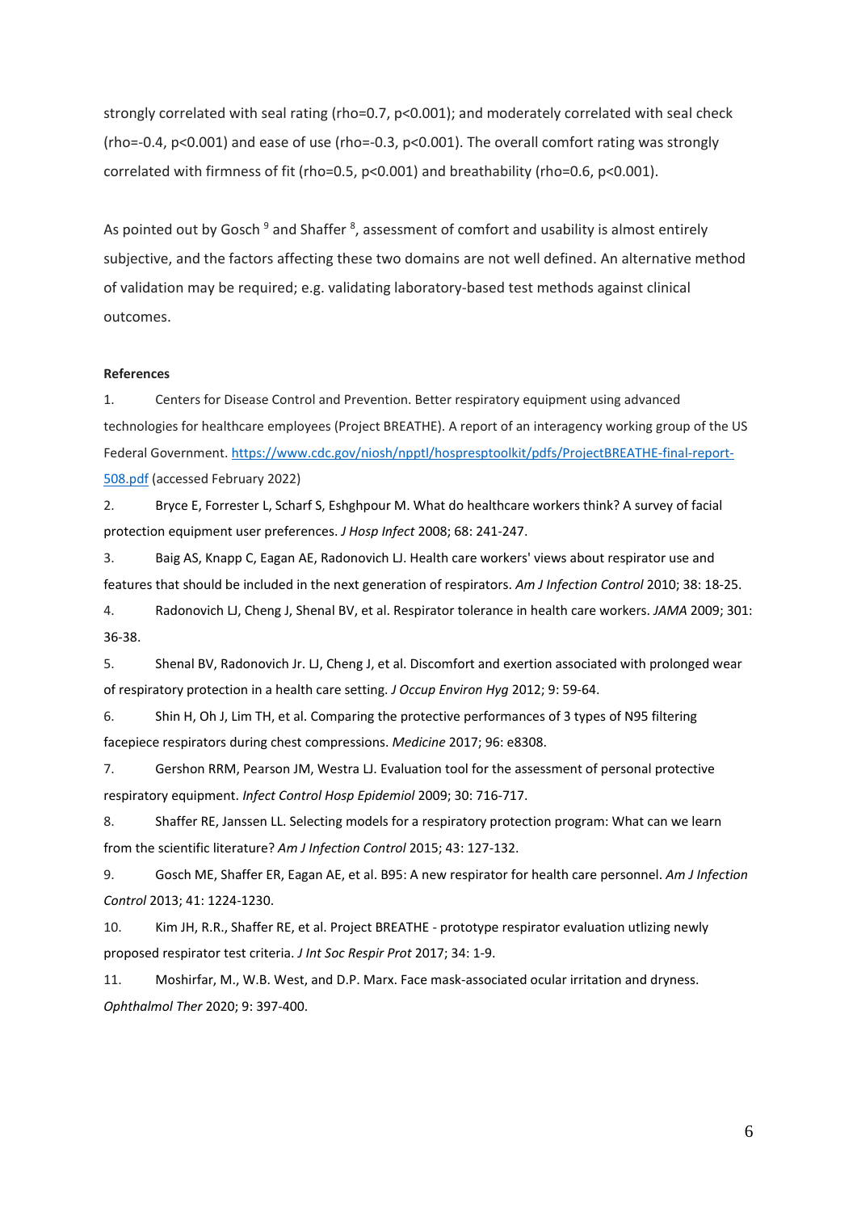strongly correlated with seal rating (rho=0.7, $p<0.001$); and moderately correlated with seal check (rho=-0.4, $p<0.001$) and ease of use (rho=-0.3, $p<0.001$). The overall comfort rating was strongly correlated with firmness of fit (rho=0.5, $p<0.001$) and breathability (rho=0.6, $p<0.001$).

As pointed out by Gosch [9] and Shaffer [8], assessment of comfort and usability is almost entirely subjective, and the factors affecting these two domains are not well defined. An alternative method of validation may be required; e.g. validating laboratory-based test methods against clinical outcomes.

**References**

1. Centers for Disease Control and Prevention. Better respiratory equipment using advanced technologies for healthcare employees (Project BREATHE). A report of an interagency working group of the US Federal Government. https://www.cdc.gov/niosh/npptl/hospresptoolkit/pdfs/ProjectBREATHE-final-report-508.pdf (accessed February 2022)
2. Bryce E, Forrester L, Scharf S, Eshghpour M. What do healthcare workers think? A survey of facial protection equipment user preferences. *J Hosp Infect* 2008; 68: 241-247.
3. Baig AS, Knapp C, Eagan AE, Radonovich LJ. Health care workers' views about respirator use and features that should be included in the next generation of respirators. *Am J Infection Control* 2010; 38: 18-25.
4. Radonovich LJ, Cheng J, Shenal BV, et al. Respirator tolerance in health care workers. *JAMA* 2009; 301: 36-38.
5. Shenal BV, Radonovich Jr. LJ, Cheng J, et al. Discomfort and exertion associated with prolonged wear of respiratory protection in a health care setting. *J Occup Environ Hyg* 2012; 9: 59-64.
6. Shin H, Oh J, Lim TH, et al. Comparing the protective performances of 3 types of N95 filtering facepiece respirators during chest compressions. *Medicine* 2017; 96: e8308.
7. Gershon RRM, Pearson JM, Westra LJ. Evaluation tool for the assessment of personal protective respiratory equipment. *Infect Control Hosp Epidemiol* 2009; 30: 716-717.
8. Shaffer RE, Janssen LL. Selecting models for a respiratory protection program: What can we learn from the scientific literature? *Am J Infection Control* 2015; 43: 127-132.
9. Gosch ME, Shaffer ER, Eagan AE, et al. B95: A new respirator for health care personnel. *Am J Infection Control* 2013; 41: 1224-1230.
10. Kim JH, R.R., Shaffer RE, et al. Project BREATHE - prototype respirator evaluation utlizing newly proposed respirator test criteria. *J Int Soc Respir Prot* 2017; 34: 1-9.
11. Moshirfar, M., W.B. West, and D.P. Marx. Face mask-associated ocular irritation and dryness. *Ophthalmol Ther* 2020; 9: 397-400.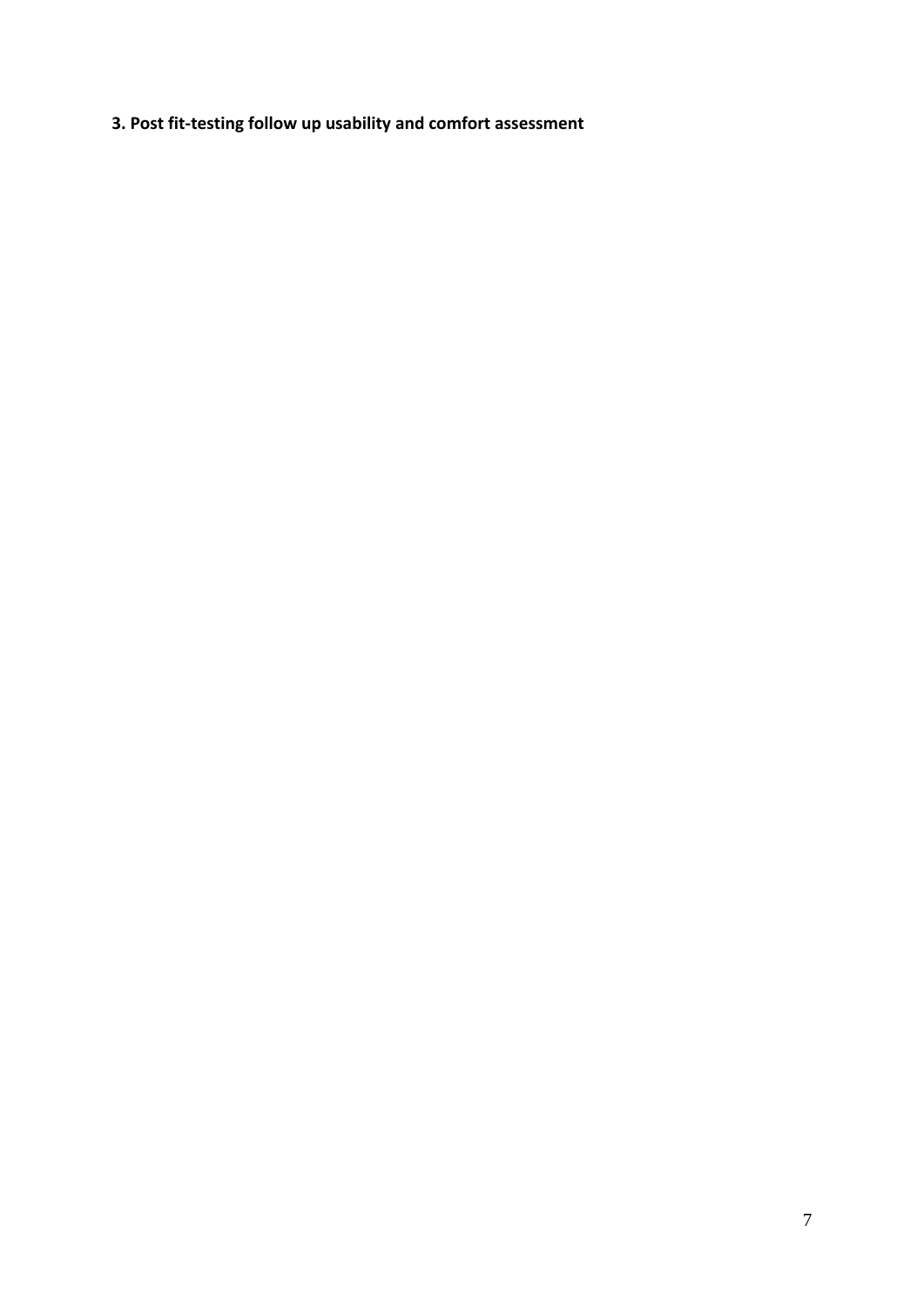**3. Post fit-testing follow up usability and comfort assessment**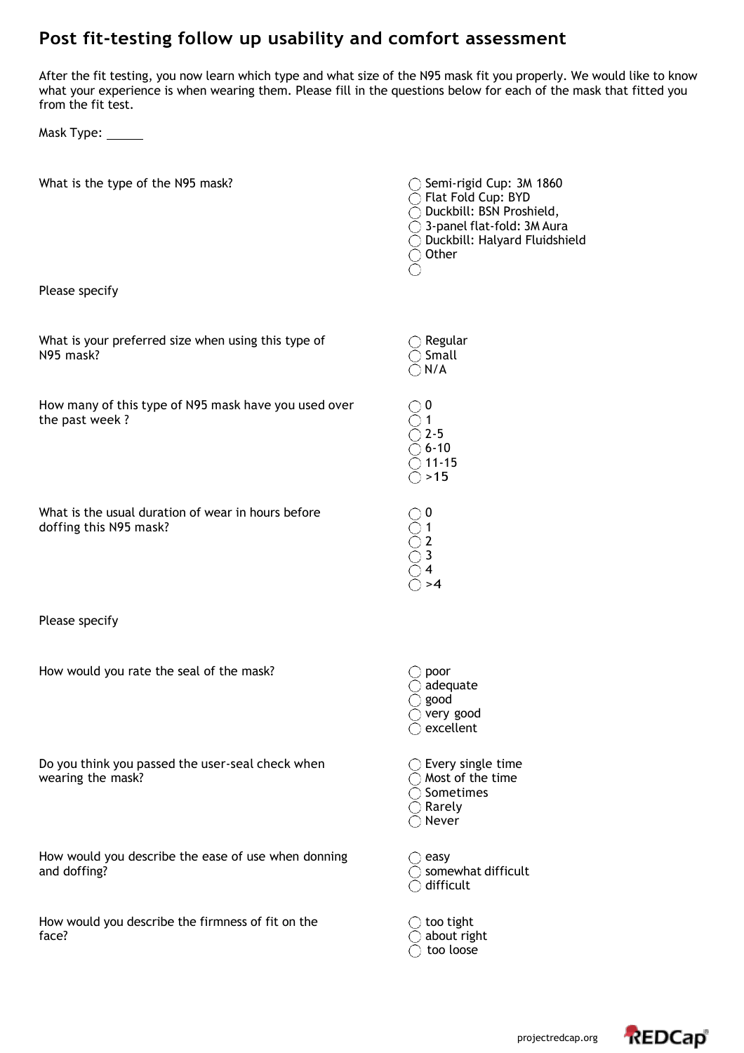# Post fit-testing follow up usability and comfort assessment

After the fit testing, you now learn which type and what size of the N95 mask fit you properly. We would like to know what your experience is when wearing them. Please fill in the questions below for each of the mask that fitted you from the fit test.

Mask Type: ______

What is the type of the N95 mask?

- ◯ Semi-rigid Cup: 3M 1860
- ◯ Flat Fold Cup: BYD
- ◯ Duckbill: BSN Proshield,
- ◯ 3-panel flat-fold: 3M Aura
- ◯ Duckbill: Halyard Fluidshield
- ◯ Other
- ◯

Please specify

What is your preferred size when using this type of N95 mask?

- ◯ Regular
- ◯ Small
- ◯ N/A

How many of this type of N95 mask have you used over the past week ?

- ◯ 0
- ◯ 1
- ◯ 2-5
- ◯ 6-10
- ◯ 11-15
- ◯ >15

What is the usual duration of wear in hours before doffing this N95 mask?

- ◯ 0
- ◯ 1
- ◯ 2
- ◯ 3
- ◯ 4
- ◯ >4

Please specify

How would you rate the seal of the mask?

- ◯ poor
- ◯ adequate
- ◯ good
- ◯ very good
- ◯ excellent

Do you think you passed the user-seal check when wearing the mask?

- ◯ Every single time
- ◯ Most of the time
- ◯ Sometimes
- ◯ Rarely
- ◯ Never

How would you describe the ease of use when donning and doffing?

- ◯ easy
- ◯ somewhat difficult
- ◯ difficult

How would you describe the firmness of fit on the face?

- ◯ too tight
- ◯ about right
- ◯ too loose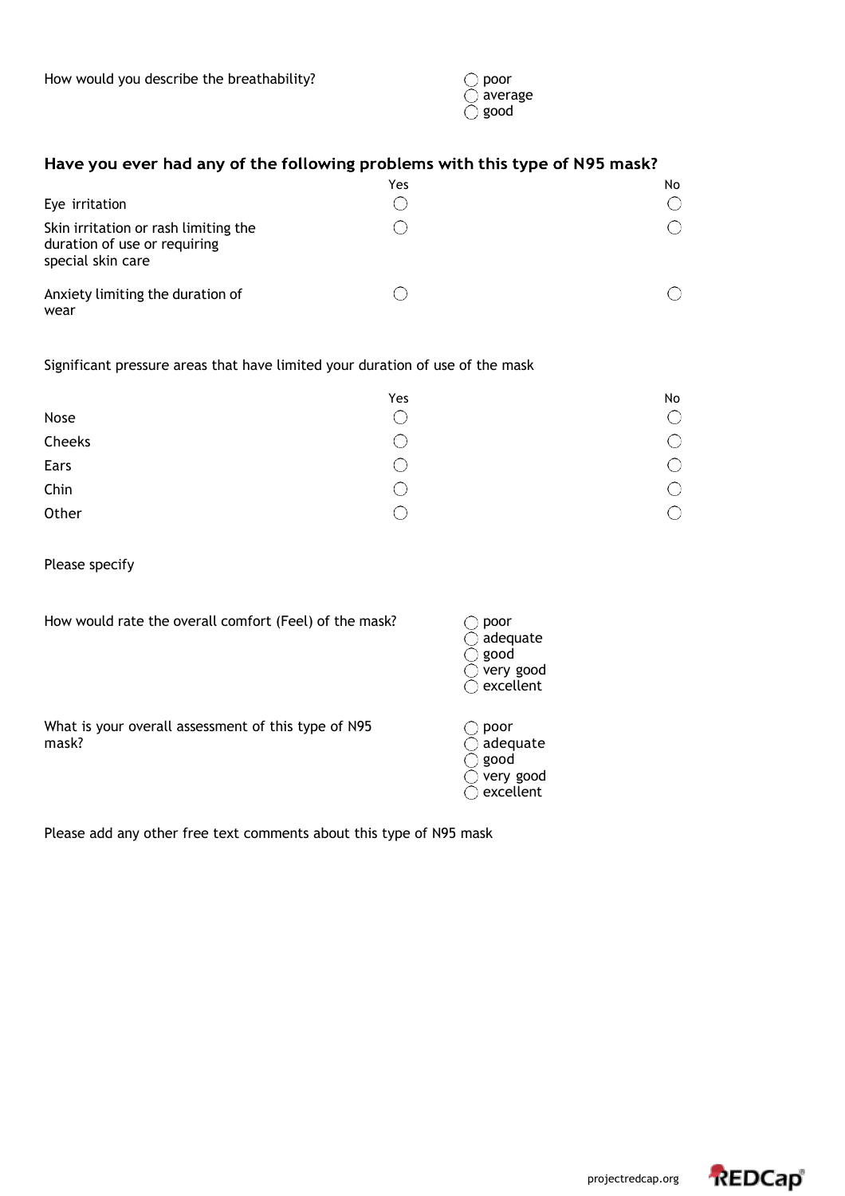How would you describe the breathability?

- ◯ poor
- ◯ average
- ◯ good

### Have you ever had any of the following problems with this type of N95 mask?

| | Yes | No |
|---|---|---|
| Eye irritation | ◯ | ◯ |
| Skin irritation or rash limiting the duration of use or requiring special skin care | ◯ | ◯ |
| Anxiety limiting the duration of wear | ◯ | ◯ |

Significant pressure areas that have limited your duration of use of the mask

| | Yes | No |
|---|---|---|
| Nose | ◯ | ◯ |
| Cheeks | ◯ | ◯ |
| Ears | ◯ | ◯ |
| Chin | ◯ | ◯ |
| Other | ◯ | ◯ |

Please specify

How would rate the overall comfort (Feel) of the mask?

- ◯ poor
- ◯ adequate
- ◯ good
- ◯ very good
- ◯ excellent

What is your overall assessment of this type of N95 mask?

- ◯ poor
- ◯ adequate
- ◯ good
- ◯ very good
- ◯ excellent

Please add any other free text comments about this type of N95 mask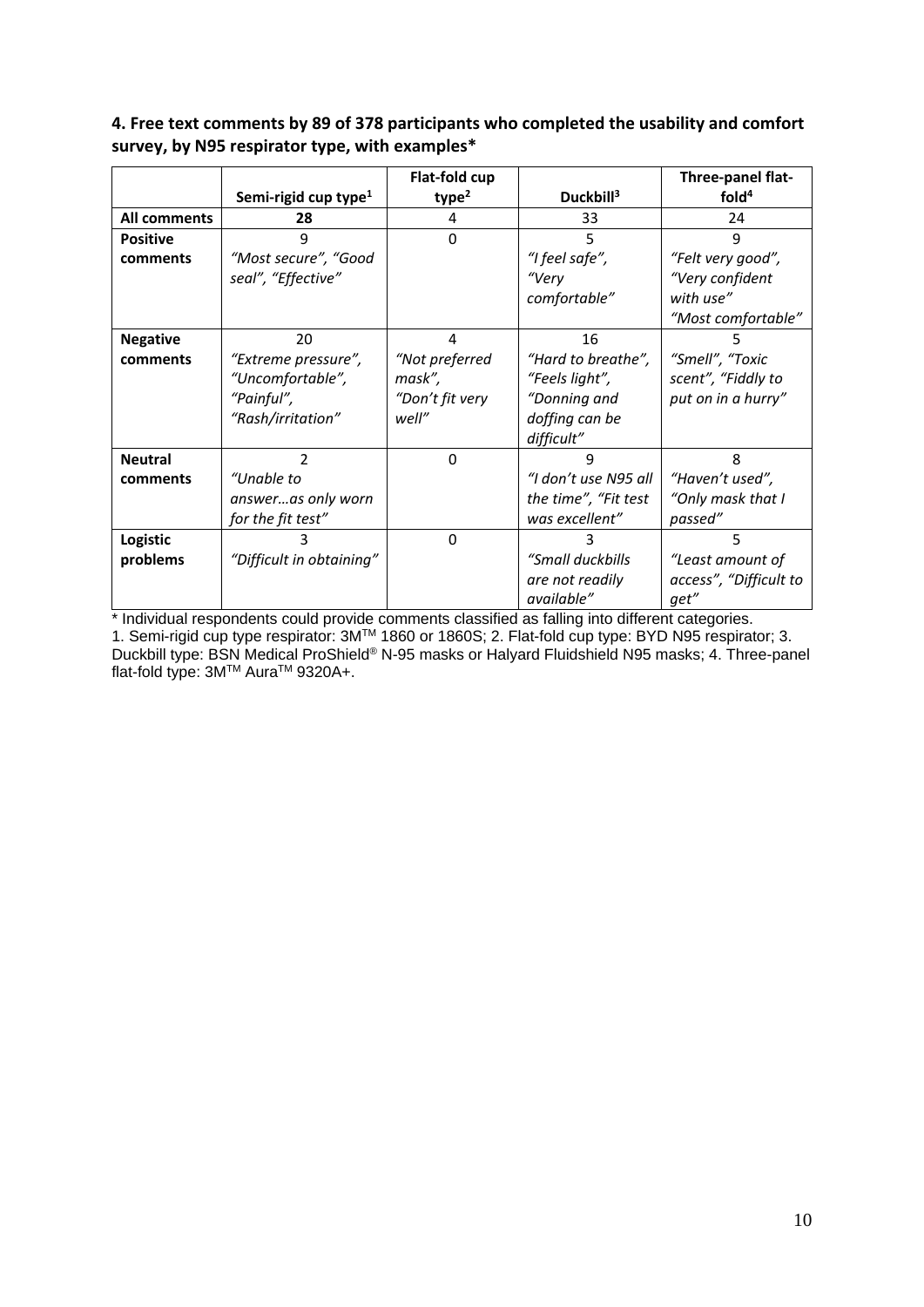**4. Free text comments by 89 of 378 participants who completed the usability and comfort survey, by N95 respirator type, with examples***

| | Semi-rigid cup type[1] | Flat-fold cup type[2] | Duckbill[3] | Three-panel flat-fold[4] |
|---|---|---|---|---|
| **All comments** | **28** | 4 | 33 | 24 |
| **Positive comments** | 9 *"Most secure", "Good seal", "Effective"* | 0 | 5 *"I feel safe", "Very comfortable"* | 9 *"Felt very good", "Very confident with use" "Most comfortable"* |
| **Negative comments** | 20 *"Extreme pressure", "Uncomfortable", "Painful", "Rash/irritation"* | 4 *"Not preferred mask", "Don't fit very well"* | 16 *"Hard to breathe", "Feels light", "Donning and doffing can be difficult"* | 5 *"Smell", "Toxic scent", "Fiddly to put on in a hurry"* |
| **Neutral comments** | 2 *"Unable to answer…as only worn for the fit test"* | 0 | 9 *"I don't use N95 all the time", "Fit test was excellent"* | 8 *"Haven't used", "Only mask that I passed"* |
| **Logistic problems** | 3 *"Difficult in obtaining"* | 0 | 3 *"Small duckbills are not readily available"* | 5 *"Least amount of access", "Difficult to get"* |

* Individual respondents could provide comments classified as falling into different categories.

1. Semi-rigid cup type respirator: 3M™ 1860 or 1860S; 2. Flat-fold cup type: BYD N95 respirator; 3. Duckbill type: BSN Medical ProShield® N-95 masks or Halyard Fluidshield N95 masks; 4. Three-panel flat-fold type: 3M™ Aura™ 9320A+.